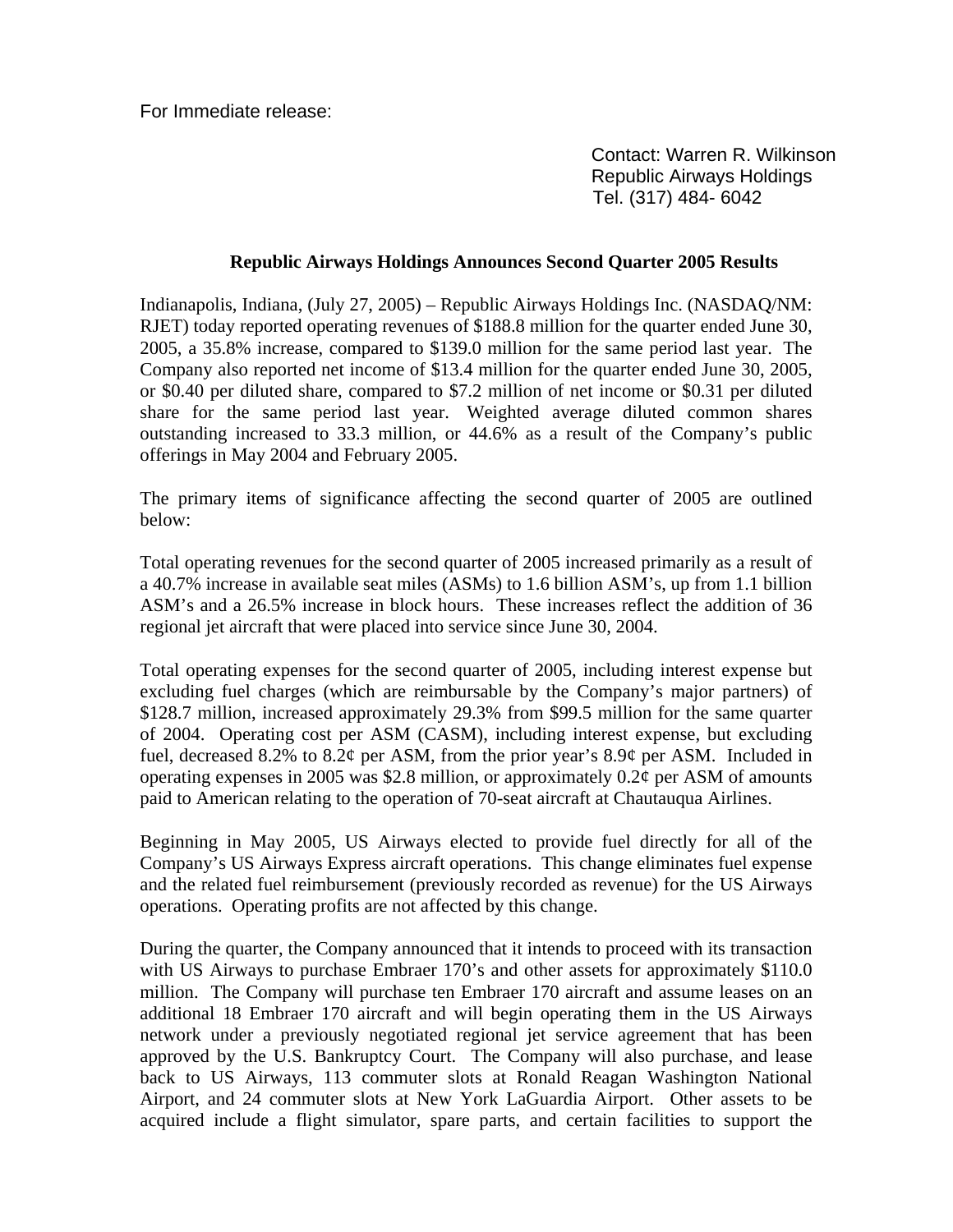For Immediate release:

Contact: Warren R. Wilkinson
Republic Airways Holdings
Tel. (317) 484- 6042

## Republic Airways Holdings Announces Second Quarter 2005 Results

Indianapolis, Indiana, (July 27, 2005) – Republic Airways Holdings Inc. (NASDAQ/NM: RJET) today reported operating revenues of $188.8 million for the quarter ended June 30, 2005, a 35.8% increase, compared to $139.0 million for the same period last year. The Company also reported net income of $13.4 million for the quarter ended June 30, 2005, or $0.40 per diluted share, compared to $7.2 million of net income or $0.31 per diluted share for the same period last year. Weighted average diluted common shares outstanding increased to 33.3 million, or 44.6% as a result of the Company's public offerings in May 2004 and February 2005.

The primary items of significance affecting the second quarter of 2005 are outlined below:

Total operating revenues for the second quarter of 2005 increased primarily as a result of a 40.7% increase in available seat miles (ASMs) to 1.6 billion ASM's, up from 1.1 billion ASM's and a 26.5% increase in block hours. These increases reflect the addition of 36 regional jet aircraft that were placed into service since June 30, 2004.

Total operating expenses for the second quarter of 2005, including interest expense but excluding fuel charges (which are reimbursable by the Company's major partners) of $128.7 million, increased approximately 29.3% from $99.5 million for the same quarter of 2004. Operating cost per ASM (CASM), including interest expense, but excluding fuel, decreased 8.2% to 8.2¢ per ASM, from the prior year's 8.9¢ per ASM. Included in operating expenses in 2005 was $2.8 million, or approximately 0.2¢ per ASM of amounts paid to American relating to the operation of 70-seat aircraft at Chautauqua Airlines.

Beginning in May 2005, US Airways elected to provide fuel directly for all of the Company's US Airways Express aircraft operations. This change eliminates fuel expense and the related fuel reimbursement (previously recorded as revenue) for the US Airways operations. Operating profits are not affected by this change.

During the quarter, the Company announced that it intends to proceed with its transaction with US Airways to purchase Embraer 170's and other assets for approximately $110.0 million. The Company will purchase ten Embraer 170 aircraft and assume leases on an additional 18 Embraer 170 aircraft and will begin operating them in the US Airways network under a previously negotiated regional jet service agreement that has been approved by the U.S. Bankruptcy Court. The Company will also purchase, and lease back to US Airways, 113 commuter slots at Ronald Reagan Washington National Airport, and 24 commuter slots at New York LaGuardia Airport. Other assets to be acquired include a flight simulator, spare parts, and certain facilities to support the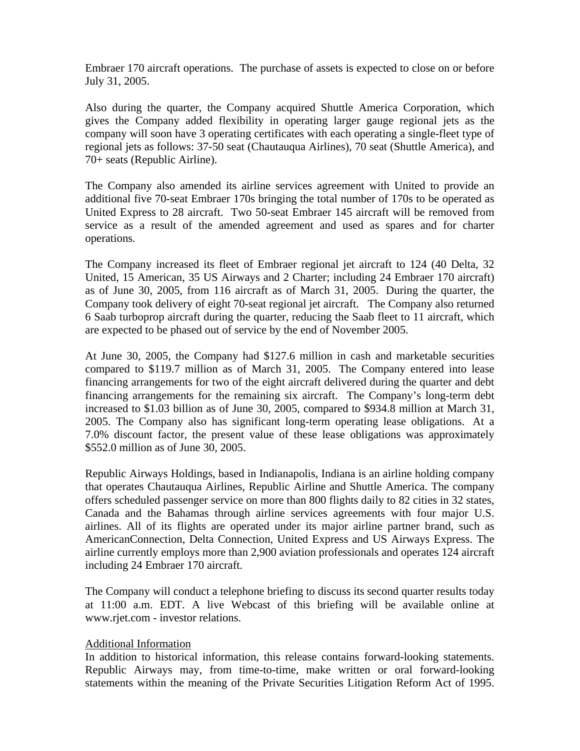Embraer 170 aircraft operations. The purchase of assets is expected to close on or before July 31, 2005.

Also during the quarter, the Company acquired Shuttle America Corporation, which gives the Company added flexibility in operating larger gauge regional jets as the company will soon have 3 operating certificates with each operating a single-fleet type of regional jets as follows: 37-50 seat (Chautauqua Airlines), 70 seat (Shuttle America), and 70+ seats (Republic Airline).

The Company also amended its airline services agreement with United to provide an additional five 70-seat Embraer 170s bringing the total number of 170s to be operated as United Express to 28 aircraft. Two 50-seat Embraer 145 aircraft will be removed from service as a result of the amended agreement and used as spares and for charter operations.

The Company increased its fleet of Embraer regional jet aircraft to 124 (40 Delta, 32 United, 15 American, 35 US Airways and 2 Charter; including 24 Embraer 170 aircraft) as of June 30, 2005, from 116 aircraft as of March 31, 2005. During the quarter, the Company took delivery of eight 70-seat regional jet aircraft. The Company also returned 6 Saab turboprop aircraft during the quarter, reducing the Saab fleet to 11 aircraft, which are expected to be phased out of service by the end of November 2005.

At June 30, 2005, the Company had $127.6 million in cash and marketable securities compared to $119.7 million as of March 31, 2005. The Company entered into lease financing arrangements for two of the eight aircraft delivered during the quarter and debt financing arrangements for the remaining six aircraft. The Company's long-term debt increased to $1.03 billion as of June 30, 2005, compared to $934.8 million at March 31, 2005. The Company also has significant long-term operating lease obligations. At a 7.0% discount factor, the present value of these lease obligations was approximately $552.0 million as of June 30, 2005.

Republic Airways Holdings, based in Indianapolis, Indiana is an airline holding company that operates Chautauqua Airlines, Republic Airline and Shuttle America. The company offers scheduled passenger service on more than 800 flights daily to 82 cities in 32 states, Canada and the Bahamas through airline services agreements with four major U.S. airlines. All of its flights are operated under its major airline partner brand, such as AmericanConnection, Delta Connection, United Express and US Airways Express. The airline currently employs more than 2,900 aviation professionals and operates 124 aircraft including 24 Embraer 170 aircraft.

The Company will conduct a telephone briefing to discuss its second quarter results today at 11:00 a.m. EDT. A live Webcast of this briefing will be available online at www.rjet.com - investor relations.

<u>Additional Information</u>

In addition to historical information, this release contains forward-looking statements. Republic Airways may, from time-to-time, make written or oral forward-looking statements within the meaning of the Private Securities Litigation Reform Act of 1995.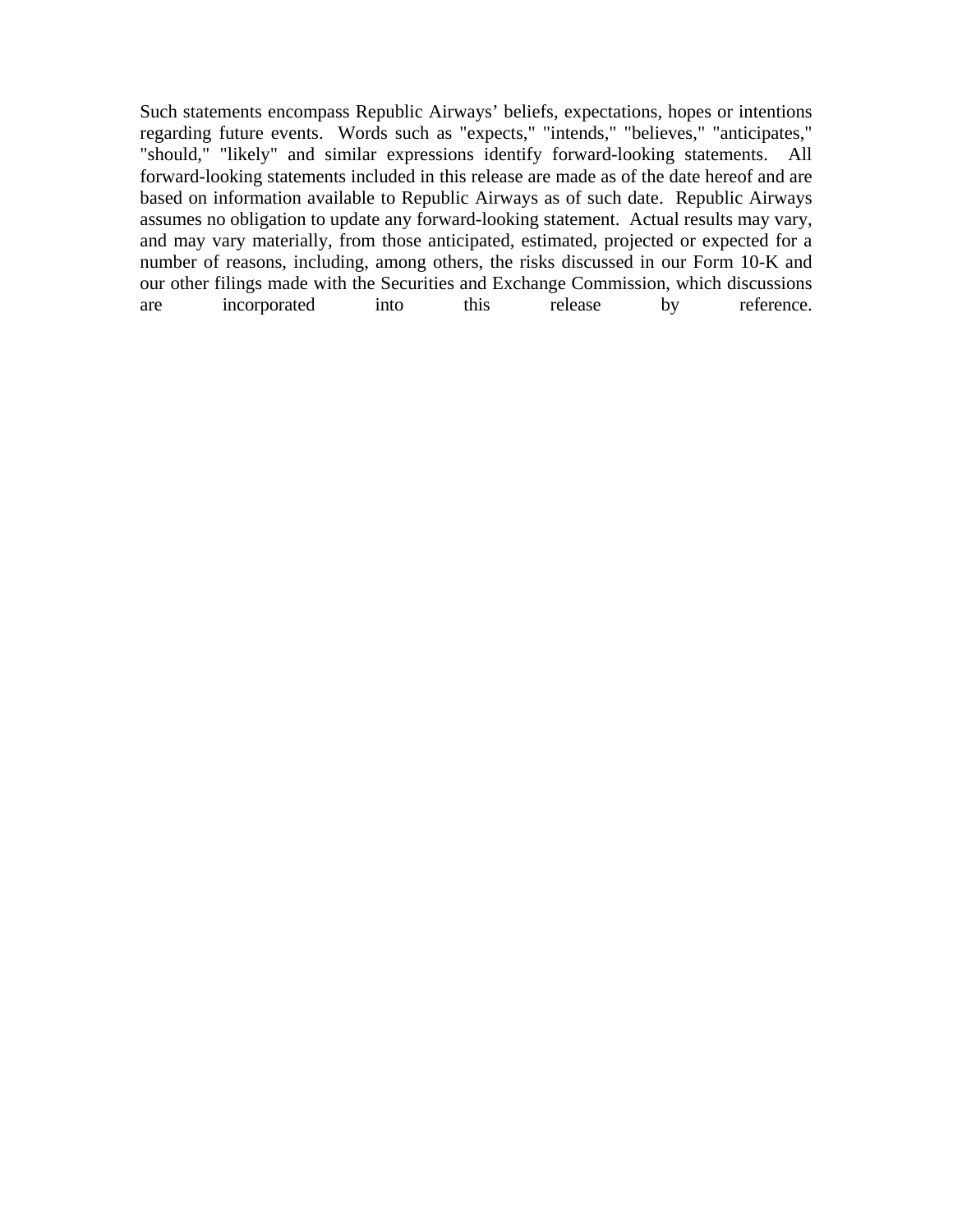Such statements encompass Republic Airways' beliefs, expectations, hopes or intentions regarding future events. Words such as "expects," "intends," "believes," "anticipates," "should," "likely" and similar expressions identify forward-looking statements. All forward-looking statements included in this release are made as of the date hereof and are based on information available to Republic Airways as of such date. Republic Airways assumes no obligation to update any forward-looking statement. Actual results may vary, and may vary materially, from those anticipated, estimated, projected or expected for a number of reasons, including, among others, the risks discussed in our Form 10-K and our other filings made with the Securities and Exchange Commission, which discussions are incorporated into this release by reference.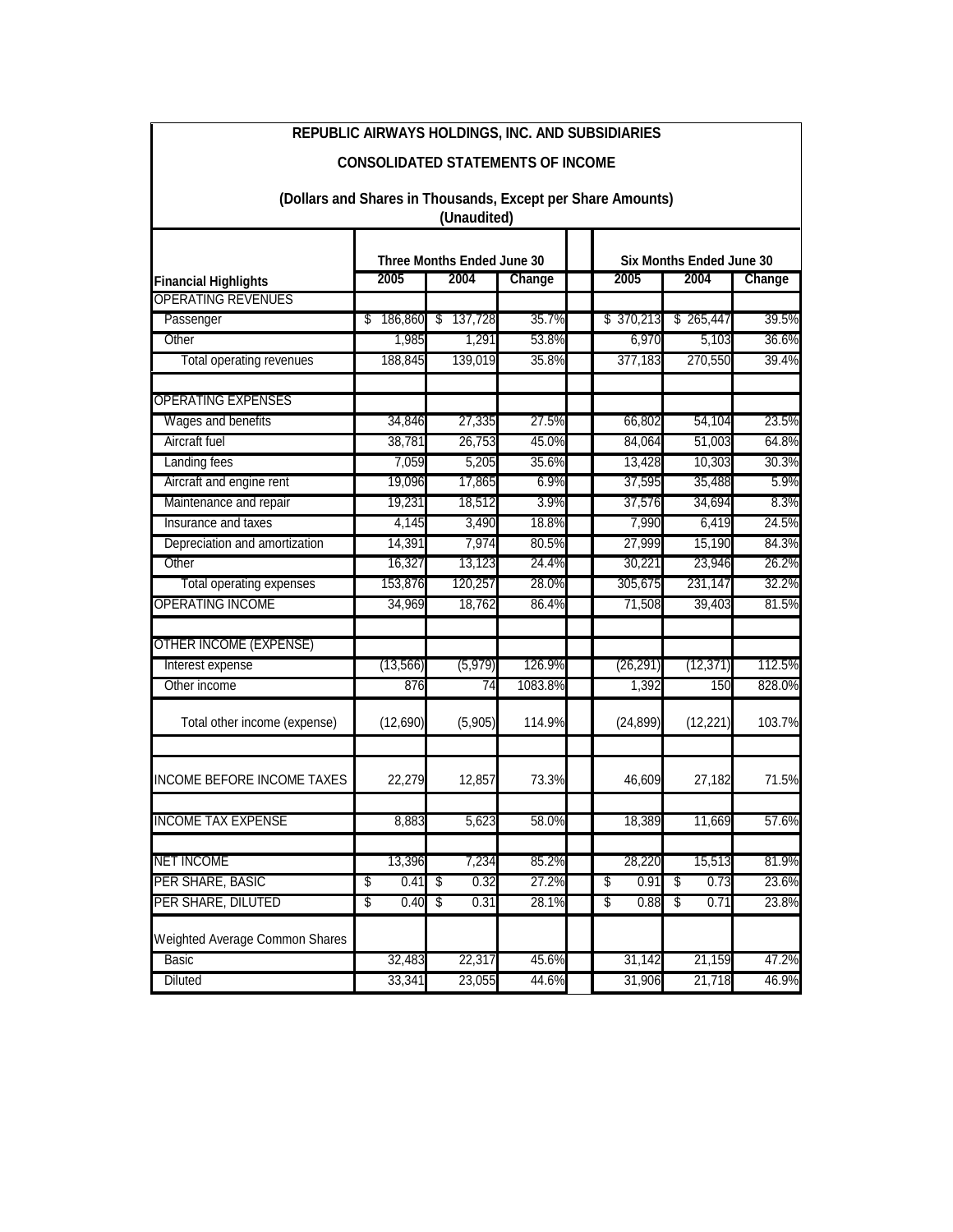**REPUBLIC AIRWAYS HOLDINGS, INC. AND SUBSIDIARIES**

**CONSOLIDATED STATEMENTS OF INCOME**

**(Dollars and Shares in Thousands, Except per Share Amounts)**
**(Unaudited)**

| | Three Months Ended June 30 | | | | Six Months Ended June 30 | | |
|---|---|---|---|---|---|---|---|
| **Financial Highlights** | **2005** | **2004** | **Change** | | **2005** | **2004** | **Change** |
| OPERATING REVENUES | | | | | | | |
| Passenger | $ 186,860 | $ 137,728 | 35.7% | | $ 370,213 | $ 265,447 | 39.5% |
| Other | 1,985 | 1,291 | 53.8% | | 6,970 | 5,103 | 36.6% |
| Total operating revenues | 188,845 | 139,019 | 35.8% | | 377,183 | 270,550 | 39.4% |
| | | | | | | | |
| OPERATING EXPENSES | | | | | | | |
| Wages and benefits | 34,846 | 27,335 | 27.5% | | 66,802 | 54,104 | 23.5% |
| Aircraft fuel | 38,781 | 26,753 | 45.0% | | 84,064 | 51,003 | 64.8% |
| Landing fees | 7,059 | 5,205 | 35.6% | | 13,428 | 10,303 | 30.3% |
| Aircraft and engine rent | 19,096 | 17,865 | 6.9% | | 37,595 | 35,488 | 5.9% |
| Maintenance and repair | 19,231 | 18,512 | 3.9% | | 37,576 | 34,694 | 8.3% |
| Insurance and taxes | 4,145 | 3,490 | 18.8% | | 7,990 | 6,419 | 24.5% |
| Depreciation and amortization | 14,391 | 7,974 | 80.5% | | 27,999 | 15,190 | 84.3% |
| Other | 16,327 | 13,123 | 24.4% | | 30,221 | 23,946 | 26.2% |
| Total operating expenses | 153,876 | 120,257 | 28.0% | | 305,675 | 231,147 | 32.2% |
| OPERATING INCOME | 34,969 | 18,762 | 86.4% | | 71,508 | 39,403 | 81.5% |
| | | | | | | | |
| OTHER INCOME (EXPENSE) | | | | | | | |
| Interest expense | (13,566) | (5,979) | 126.9% | | (26,291) | (12,371) | 112.5% |
| Other income | 876 | 74 | 1083.8% | | 1,392 | 150 | 828.0% |
| Total other income (expense) | (12,690) | (5,905) | 114.9% | | (24,899) | (12,221) | 103.7% |
| | | | | | | | |
| INCOME BEFORE INCOME TAXES | 22,279 | 12,857 | 73.3% | | 46,609 | 27,182 | 71.5% |
| | | | | | | | |
| INCOME TAX EXPENSE | 8,883 | 5,623 | 58.0% | | 18,389 | 11,669 | 57.6% |
| | | | | | | | |
| NET INCOME | 13,396 | 7,234 | 85.2% | | 28,220 | 15,513 | 81.9% |
| PER SHARE, BASIC | $ 0.41 | $ 0.32 | 27.2% | | $ 0.91 | $ 0.73 | 23.6% |
| PER SHARE, DILUTED | $ 0.40 | $ 0.31 | 28.1% | | $ 0.88 | $ 0.71 | 23.8% |
| | | | | | | | |
| Weighted Average Common Shares | | | | | | | |
| Basic | 32,483 | 22,317 | 45.6% | | 31,142 | 21,159 | 47.2% |
| Diluted | 33,341 | 23,055 | 44.6% | | 31,906 | 21,718 | 46.9% |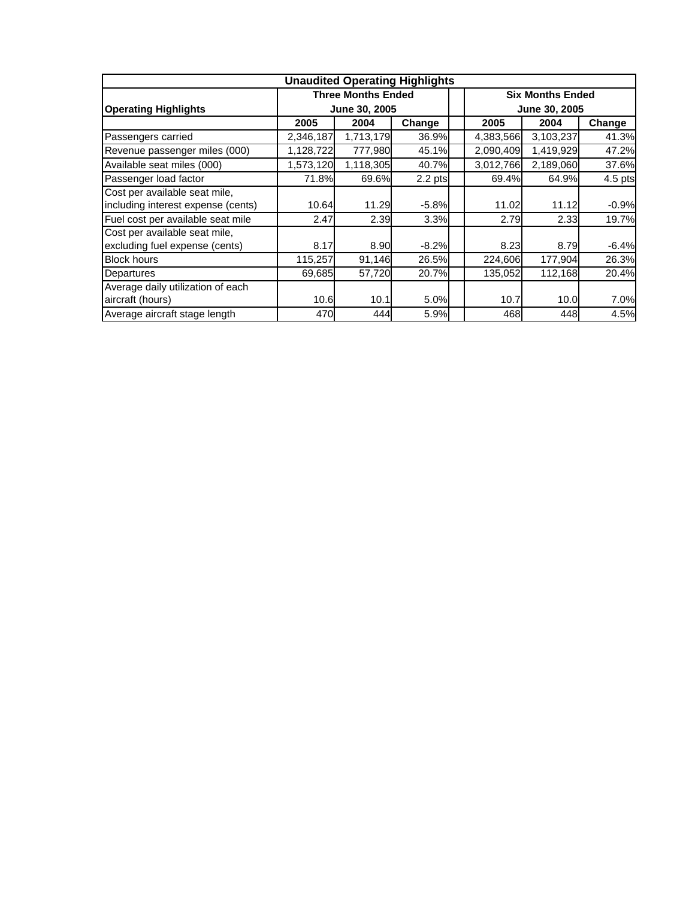| Unaudited Operating Highlights | | | | | | | |
|---|---|---|---|---|---|---|---|
| Operating Highlights | Three Months Ended June 30, 2005 | | | | Six Months Ended June 30, 2005 | | |
| | 2005 | 2004 | Change | | 2005 | 2004 | Change |
| Passengers carried | 2,346,187 | 1,713,179 | 36.9% | | 4,383,566 | 3,103,237 | 41.3% |
| Revenue passenger miles (000) | 1,128,722 | 777,980 | 45.1% | | 2,090,409 | 1,419,929 | 47.2% |
| Available seat miles (000) | 1,573,120 | 1,118,305 | 40.7% | | 3,012,766 | 2,189,060 | 37.6% |
| Passenger load factor | 71.8% | 69.6% | 2.2 pts | | 69.4% | 64.9% | 4.5 pts |
| Cost per available seat mile, including interest expense (cents) | 10.64 | 11.29 | -5.8% | | 11.02 | 11.12 | -0.9% |
| Fuel cost per available seat mile | 2.47 | 2.39 | 3.3% | | 2.79 | 2.33 | 19.7% |
| Cost per available seat mile, excluding fuel expense (cents) | 8.17 | 8.90 | -8.2% | | 8.23 | 8.79 | -6.4% |
| Block hours | 115,257 | 91,146 | 26.5% | | 224,606 | 177,904 | 26.3% |
| Departures | 69,685 | 57,720 | 20.7% | | 135,052 | 112,168 | 20.4% |
| Average daily utilization of each aircraft (hours) | 10.6 | 10.1 | 5.0% | | 10.7 | 10.0 | 7.0% |
| Average aircraft stage length | 470 | 444 | 5.9% | | 468 | 448 | 4.5% |